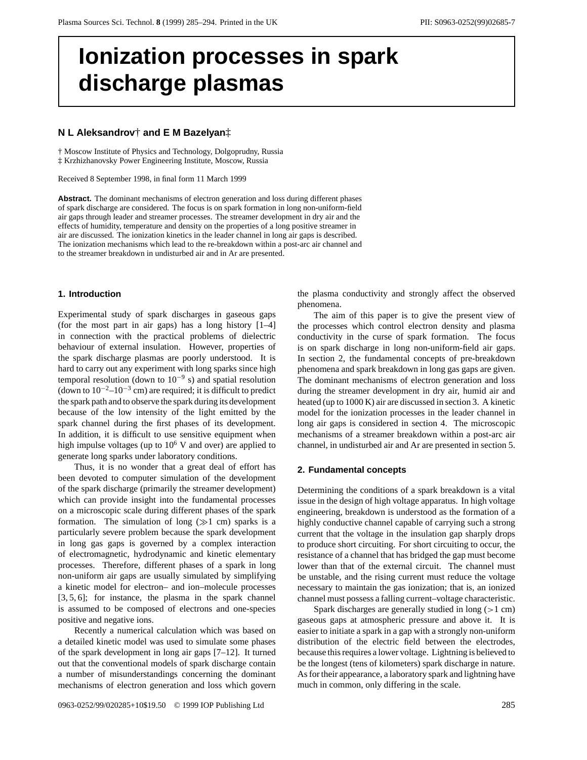# Ionization processes in spark discharge plasmas

**N L Aleksandrov† and E M Bazelyan‡**

† Moscow Institute of Physics and Technology, Dolgoprudny, Russia
‡ Krzhizhanovsky Power Engineering Institute, Moscow, Russia

Received 8 September 1998, in final form 11 March 1999

**Abstract.** The dominant mechanisms of electron generation and loss during different phases of spark discharge are considered. The focus is on spark formation in long non-uniform-field air gaps through leader and streamer processes. The streamer development in dry air and the effects of humidity, temperature and density on the properties of a long positive streamer in air are discussed. The ionization kinetics in the leader channel in long air gaps is described. The ionization mechanisms which lead to the re-breakdown within a post-arc air channel and to the streamer breakdown in undisturbed air and in Ar are presented.

## 1. Introduction

Experimental study of spark discharges in gaseous gaps (for the most part in air gaps) has a long history [1–4] in connection with the practical problems of dielectric behaviour of external insulation. However, properties of the spark discharge plasmas are poorly understood. It is hard to carry out any experiment with long sparks since high temporal resolution (down to $10^{-9}$ s) and spatial resolution (down to $10^{-2}$–$10^{-3}$ cm) are required; it is difficult to predict the spark path and to observe the spark during its development because of the low intensity of the light emitted by the spark channel during the first phases of its development. In addition, it is difficult to use sensitive equipment when high impulse voltages (up to $10^6$ V and over) are applied to generate long sparks under laboratory conditions.

Thus, it is no wonder that a great deal of effort has been devoted to computer simulation of the development of the spark discharge (primarily the streamer development) which can provide insight into the fundamental processes on a microscopic scale during different phases of the spark formation. The simulation of long ($\gg$1 cm) sparks is a particularly severe problem because the spark development in long gas gaps is governed by a complex interaction of electromagnetic, hydrodynamic and kinetic elementary processes. Therefore, different phases of a spark in long non-uniform air gaps are usually simulated by simplifying a kinetic model for electron– and ion–molecule processes [3, 5, 6]; for instance, the plasma in the spark channel is assumed to be composed of electrons and one-species positive and negative ions.

Recently a numerical calculation which was based on a detailed kinetic model was used to simulate some phases of the spark development in long air gaps [7–12]. It turned out that the conventional models of spark discharge contain a number of misunderstandings concerning the dominant mechanisms of electron generation and loss which govern the plasma conductivity and strongly affect the observed phenomena.

The aim of this paper is to give the present view of the processes which control electron density and plasma conductivity in the curse of spark formation. The focus is on spark discharge in long non-uniform-field air gaps. In section 2, the fundamental concepts of pre-breakdown phenomena and spark breakdown in long gas gaps are given. The dominant mechanisms of electron generation and loss during the streamer development in dry air, humid air and heated (up to 1000 K) air are discussed in section 3. A kinetic model for the ionization processes in the leader channel in long air gaps is considered in section 4. The microscopic mechanisms of a streamer breakdown within a post-arc air channel, in undisturbed air and Ar are presented in section 5.

## 2. Fundamental concepts

Determining the conditions of a spark breakdown is a vital issue in the design of high voltage apparatus. In high voltage engineering, breakdown is understood as the formation of a highly conductive channel capable of carrying such a strong current that the voltage in the insulation gap sharply drops to produce short circuiting. For short circuiting to occur, the resistance of a channel that has bridged the gap must become lower than that of the external circuit. The channel must be unstable, and the rising current must reduce the voltage necessary to maintain the gas ionization; that is, an ionized channel must possess a falling current–voltage characteristic.

Spark discharges are generally studied in long (>1 cm) gaseous gaps at atmospheric pressure and above it. It is easier to initiate a spark in a gap with a strongly non-uniform distribution of the electric field between the electrodes, because this requires a lower voltage. Lightning is believed to be the longest (tens of kilometers) spark discharge in nature. As for their appearance, a laboratory spark and lightning have much in common, only differing in the scale.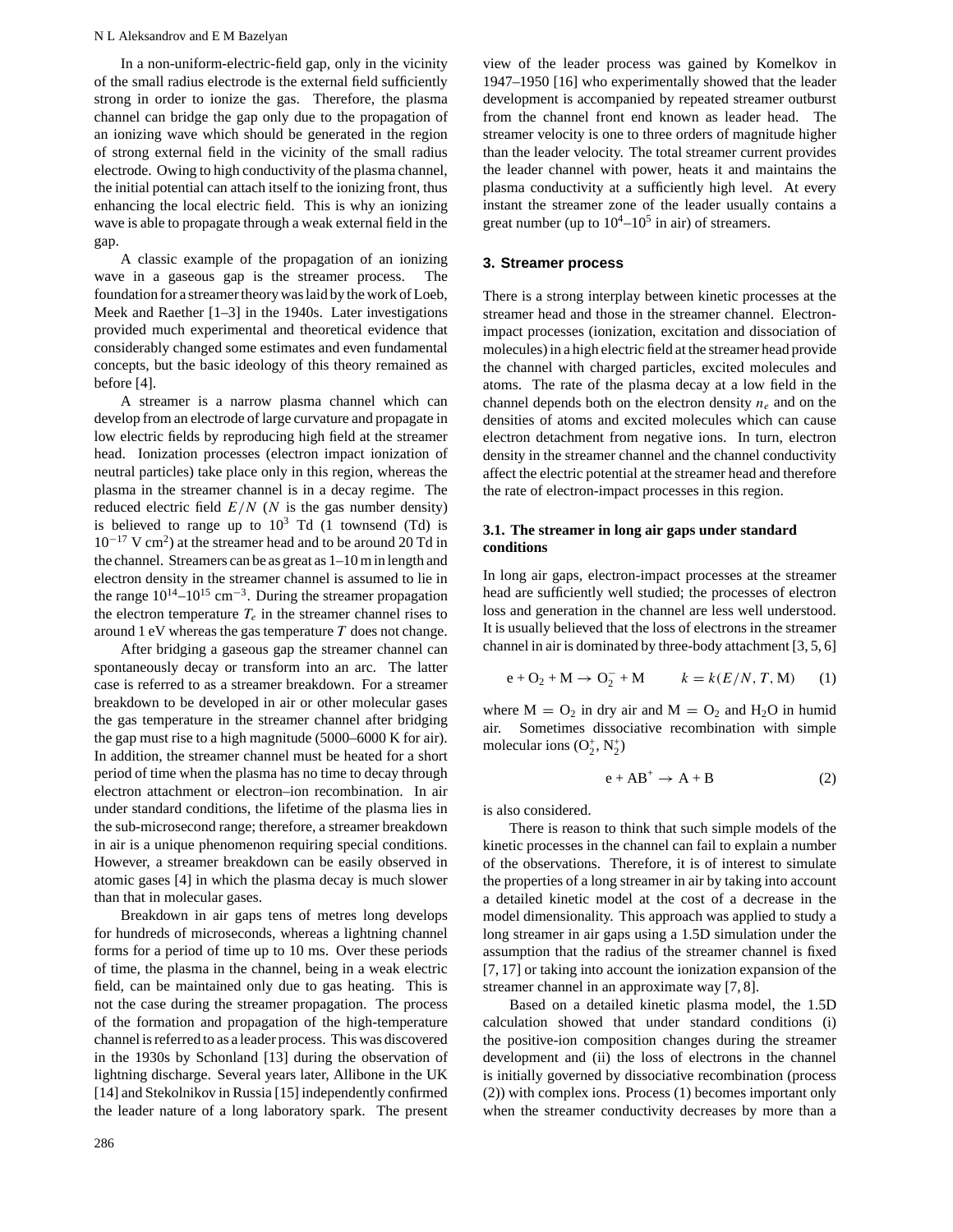In a non-uniform-electric-field gap, only in the vicinity of the small radius electrode is the external field sufficiently strong in order to ionize the gas. Therefore, the plasma channel can bridge the gap only due to the propagation of an ionizing wave which should be generated in the region of strong external field in the vicinity of the small radius electrode. Owing to high conductivity of the plasma channel, the initial potential can attach itself to the ionizing front, thus enhancing the local electric field. This is why an ionizing wave is able to propagate through a weak external field in the gap.

A classic example of the propagation of an ionizing wave in a gaseous gap is the streamer process. The foundation for a streamer theory was laid by the work of Loeb, Meek and Raether [1–3] in the 1940s. Later investigations provided much experimental and theoretical evidence that considerably changed some estimates and even fundamental concepts, but the basic ideology of this theory remained as before [4].

A streamer is a narrow plasma channel which can develop from an electrode of large curvature and propagate in low electric fields by reproducing high field at the streamer head. Ionization processes (electron impact ionization of neutral particles) take place only in this region, whereas the plasma in the streamer channel is in a decay regime. The reduced electric field $E/N$ ($N$ is the gas number density) is believed to range up to $10^3$ Td (1 townsend (Td) is $10^{-17}$ V cm$^2$) at the streamer head and to be around 20 Td in the channel. Streamers can be as great as 1–10 m in length and electron density in the streamer channel is assumed to lie in the range $10^{14}$–$10^{15}$ cm$^{-3}$. During the streamer propagation the electron temperature $T_e$ in the streamer channel rises to around 1 eV whereas the gas temperature $T$ does not change.

After bridging a gaseous gap the streamer channel can spontaneously decay or transform into an arc. The latter case is referred to as a streamer breakdown. For a streamer breakdown to be developed in air or other molecular gases the gas temperature in the streamer channel after bridging the gap must rise to a high magnitude (5000–6000 K for air). In addition, the streamer channel must be heated for a short period of time when the plasma has no time to decay through electron attachment or electron–ion recombination. In air under standard conditions, the lifetime of the plasma lies in the sub-microsecond range; therefore, a streamer breakdown in air is a unique phenomenon requiring special conditions. However, a streamer breakdown can be easily observed in atomic gases [4] in which the plasma decay is much slower than that in molecular gases.

Breakdown in air gaps tens of metres long develops for hundreds of microseconds, whereas a lightning channel forms for a period of time up to 10 ms. Over these periods of time, the plasma in the channel, being in a weak electric field, can be maintained only due to gas heating. This is not the case during the streamer propagation. The process of the formation and propagation of the high-temperature channel is referred to as a leader process. This was discovered in the 1930s by Schonland [13] during the observation of lightning discharge. Several years later, Allibone in the UK [14] and Stekolnikov in Russia [15] independently confirmed the leader nature of a long laboratory spark. The present view of the leader process was gained by Komelkov in 1947–1950 [16] who experimentally showed that the leader development is accompanied by repeated streamer outburst from the channel front end known as leader head. The streamer velocity is one to three orders of magnitude higher than the leader velocity. The total streamer current provides the leader channel with power, heats it and maintains the plasma conductivity at a sufficiently high level. At every instant the streamer zone of the leader usually contains a great number (up to $10^4$–$10^5$ in air) of streamers.

## 3. Streamer process

There is a strong interplay between kinetic processes at the streamer head and those in the streamer channel. Electron-impact processes (ionization, excitation and dissociation of molecules) in a high electric field at the streamer head provide the channel with charged particles, excited molecules and atoms. The rate of the plasma decay at a low field in the channel depends both on the electron density $n_e$ and on the densities of atoms and excited molecules which can cause electron detachment from negative ions. In turn, electron density in the streamer channel and the channel conductivity affect the electric potential at the streamer head and therefore the rate of electron-impact processes in this region.

### 3.1. The streamer in long air gaps under standard conditions

In long air gaps, electron-impact processes at the streamer head are sufficiently well studied; the processes of electron loss and generation in the channel are less well understood. It is usually believed that the loss of electrons in the streamer channel in air is dominated by three-body attachment [3, 5, 6]

$$e + O_2 + M \rightarrow O_2^- + M \qquad k = k(E/N, T, M) \tag{1}$$

where $M = O_2$ in dry air and $M = O_2$ and $H_2O$ in humid air. Sometimes dissociative recombination with simple molecular ions ($O_2^+$, $N_2^+$)

$$e + AB^+ \rightarrow A + B \tag{2}$$

is also considered.

There is reason to think that such simple models of the kinetic processes in the channel can fail to explain a number of the observations. Therefore, it is of interest to simulate the properties of a long streamer in air by taking into account a detailed kinetic model at the cost of a decrease in the model dimensionality. This approach was applied to study a long streamer in air gaps using a 1.5D simulation under the assumption that the radius of the streamer channel is fixed [7, 17] or taking into account the ionization expansion of the streamer channel in an approximate way [7, 8].

Based on a detailed kinetic plasma model, the 1.5D calculation showed that under standard conditions (i) the positive-ion composition changes during the streamer development and (ii) the loss of electrons in the channel is initially governed by dissociative recombination (process (2)) with complex ions. Process (1) becomes important only when the streamer conductivity decreases by more than a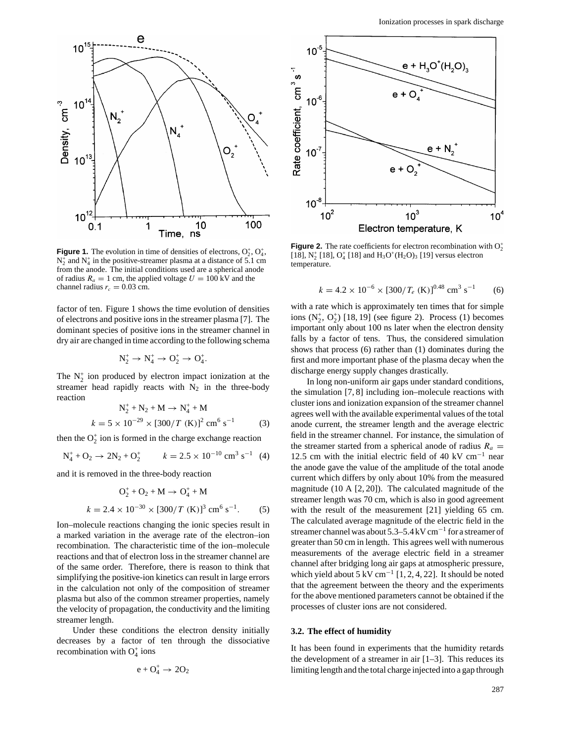**Figure 1.** The evolution in time of densities of electrons, $O_2^+$, $O_4^+$, $N_2^+$ and $N_4^+$ in the positive-streamer plasma at a distance of 5.1 cm from the anode. The initial conditions used are a spherical anode of radius $R_a = 1$ cm, the applied voltage $U = 100$ kV and the channel radius $r_c = 0.03$ cm.

**Figure 2.** The rate coefficients for electron recombination with $O_2^+$ [18], $N_2^+$ [18], $O_4^+$ [18] and $H_3O^+(H_2O)_3$ [19] versus electron temperature.

factor of ten. Figure 1 shows the time evolution of densities of electrons and positive ions in the streamer plasma [7]. The dominant species of positive ions in the streamer channel in dry air are changed in time according to the following schema

$$N_2^+ \rightarrow N_4^+ \rightarrow O_2^+ \rightarrow O_4^+.$$

The $N_2^+$ ion produced by electron impact ionization at the streamer head rapidly reacts with $N_2$ in the three-body reaction

$$N_2^+ + N_2 + M \rightarrow N_4^+ + M$$
$$k = 5 \times 10^{-29} \times [300/T\ (\text{K})]^2\ \text{cm}^6\ \text{s}^{-1} \qquad (3)$$

then the $O_2^+$ ion is formed in the charge exchange reaction

$$N_4^+ + O_2 \rightarrow 2N_2 + O_2^+ \qquad k = 2.5 \times 10^{-10}\ \text{cm}^3\ \text{s}^{-1} \quad (4)$$

and it is removed in the three-body reaction

$$O_2^+ + O_2 + M \rightarrow O_4^+ + M$$
$$k = 2.4 \times 10^{-30} \times [300/T\ (\text{K})]^3\ \text{cm}^6\ \text{s}^{-1}. \qquad (5)$$

Ion–molecule reactions changing the ionic species result in a marked variation in the average rate of the electron–ion recombination. The characteristic time of the ion–molecule reactions and that of electron loss in the streamer channel are of the same order. Therefore, there is reason to think that simplifying the positive-ion kinetics can result in large errors in the calculation not only of the composition of streamer plasma but also of the common streamer properties, namely the velocity of propagation, the conductivity and the limiting streamer length.

Under these conditions the electron density initially decreases by a factor of ten through the dissociative recombination with $O_4^+$ ions

$$e + O_4^+ \rightarrow 2O_2$$
$$k = 4.2 \times 10^{-6} \times [300/T_e\ (\text{K})]^{0.48}\ \text{cm}^3\ \text{s}^{-1} \qquad (6)$$

with a rate which is approximately ten times that for simple ions ($N_2^+$, $O_2^+$) [18, 19] (see figure 2). Process (1) becomes important only about 100 ns later when the electron density falls by a factor of tens. Thus, the considered simulation shows that process (6) rather than (1) dominates during the first and more important phase of the plasma decay when the discharge energy supply changes drastically.

In long non-uniform air gaps under standard conditions, the simulation [7, 8] including ion–molecule reactions with cluster ions and ionization expansion of the streamer channel agrees well with the available experimental values of the total anode current, the streamer length and the average electric field in the streamer channel. For instance, the simulation of the streamer started from a spherical anode of radius $R_a = 12.5$ cm with the initial electric field of 40 kV cm$^{-1}$ near the anode gave the value of the amplitude of the total anode current which differs by only about 10% from the measured magnitude (10 A [2, 20]). The calculated magnitude of the streamer length was 70 cm, which is also in good agreement with the result of the measurement [21] yielding 65 cm. The calculated average magnitude of the electric field in the streamer channel was about 5.3–5.4 kV cm$^{-1}$ for a streamer of greater than 50 cm in length. This agrees well with numerous measurements of the average electric field in a streamer channel after bridging long air gaps at atmospheric pressure, which yield about 5 kV cm$^{-1}$ [1, 2, 4, 22]. It should be noted that the agreement between the theory and the experiments for the above mentioned parameters cannot be obtained if the processes of cluster ions are not considered.

### 3.2. The effect of humidity

It has been found in experiments that the humidity retards the development of a streamer in air [1–3]. This reduces its limiting length and the total charge injected into a gap through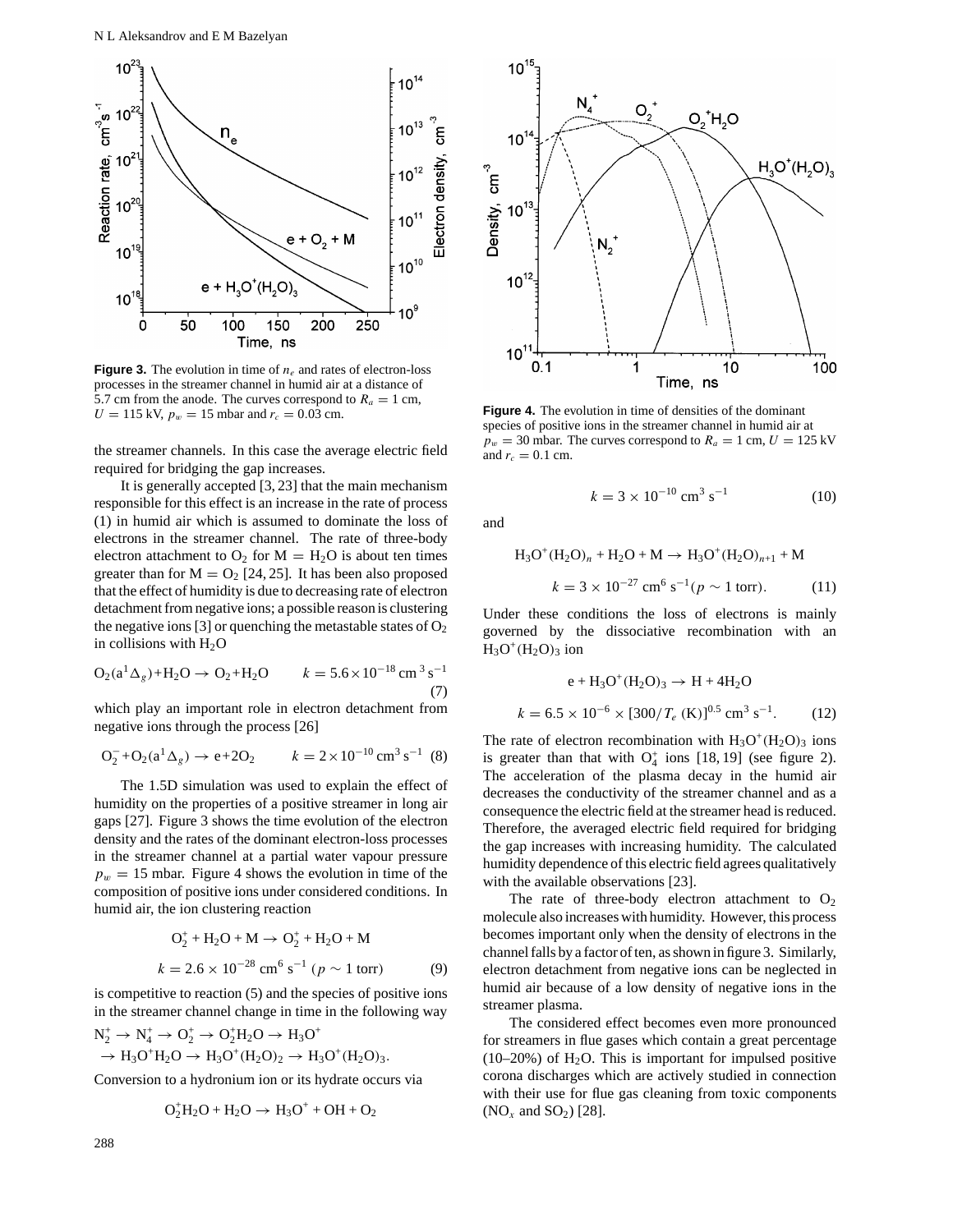**Figure 3.** The evolution in time of $n_e$ and rates of electron-loss processes in the streamer channel in humid air at a distance of 5.7 cm from the anode. The curves correspond to $R_a = 1$ cm, $U = 115$ kV, $p_w = 15$ mbar and $r_c = 0.03$ cm.

**Figure 4.** The evolution in time of densities of the dominant species of positive ions in the streamer channel in humid air at $p_w = 30$ mbar. The curves correspond to $R_a = 1$ cm, $U = 125$ kV and $r_c = 0.1$ cm.

the streamer channels. In this case the average electric field required for bridging the gap increases.

It is generally accepted [3, 23] that the main mechanism responsible for this effect is an increase in the rate of process (1) in humid air which is assumed to dominate the loss of electrons in the streamer channel. The rate of three-body electron attachment to $O_2$ for $M = H_2O$ is about ten times greater than for $M = O_2$ [24, 25]. It has been also proposed that the effect of humidity is due to decreasing rate of electron detachment from negative ions; a possible reason is clustering the negative ions [3] or quenching the metastable states of $O_2$ in collisions with $H_2O$

$$O_2(a^1\Delta_g) + H_2O \rightarrow O_2 + H_2O \qquad k = 5.6\times10^{-18}\ \text{cm}^3\ \text{s}^{-1} \tag{7}$$

which play an important role in electron detachment from negative ions through the process [26]

$$O_2^- + O_2(a^1\Delta_g) \rightarrow e + 2O_2 \qquad k = 2\times10^{-10}\ \text{cm}^3\ \text{s}^{-1} \tag{8}$$

The 1.5D simulation was used to explain the effect of humidity on the properties of a positive streamer in long air gaps [27]. Figure 3 shows the time evolution of the electron density and the rates of the dominant electron-loss processes in the streamer channel at a partial water vapour pressure $p_w = 15$ mbar. Figure 4 shows the evolution in time of the composition of positive ions under considered conditions. In humid air, the ion clustering reaction

$$O_2^+ + H_2O + M \rightarrow O_2^+ + H_2O + M$$
$$k = 2.6\times10^{-28}\ \text{cm}^6\ \text{s}^{-1}\ (p\sim 1\ \text{torr}) \tag{9}$$

is competitive to reaction (5) and the species of positive ions in the streamer channel change in time in the following way

$$N_2^+ \rightarrow N_4^+ \rightarrow O_2^+ \rightarrow O_2^+H_2O \rightarrow H_3O^+$$
$$\rightarrow H_3O^+H_2O \rightarrow H_3O^+(H_2O)_2 \rightarrow H_3O^+(H_2O)_3.$$

Conversion to a hydronium ion or its hydrate occurs via

$$O_2^+H_2O + H_2O \rightarrow H_3O^+ + OH + O_2$$

$$k = 3\times10^{-10}\ \text{cm}^3\ \text{s}^{-1} \tag{10}$$

and

$$H_3O^+(H_2O)_n + H_2O + M \rightarrow H_3O^+(H_2O)_{n+1} + M$$
$$k = 3\times10^{-27}\ \text{cm}^6\ \text{s}^{-1}(p\sim 1\ \text{torr}). \tag{11}$$

Under these conditions the loss of electrons is mainly governed by the dissociative recombination with an $H_3O^+(H_2O)_3$ ion

$$e + H_3O^+(H_2O)_3 \rightarrow H + 4H_2O$$
$$k = 6.5\times10^{-6}\times[300/T_e\ (\text{K})]^{0.5}\ \text{cm}^3\ \text{s}^{-1}. \tag{12}$$

The rate of electron recombination with $H_3O^+(H_2O)_3$ ions is greater than that with $O_4^+$ ions [18, 19] (see figure 2). The acceleration of the plasma decay in the humid air decreases the conductivity of the streamer channel and as a consequence the electric field at the streamer head is reduced. Therefore, the averaged electric field required for bridging the gap increases with increasing humidity. The calculated humidity dependence of this electric field agrees qualitatively with the available observations [23].

The rate of three-body electron attachment to $O_2$ molecule also increases with humidity. However, this process becomes important only when the density of electrons in the channel falls by a factor of ten, as shown in figure 3. Similarly, electron detachment from negative ions can be neglected in humid air because of a low density of negative ions in the streamer plasma.

The considered effect becomes even more pronounced for streamers in flue gases which contain a great percentage (10–20%) of $H_2O$. This is important for impulsed positive corona discharges which are actively studied in connection with their use for flue gas cleaning from toxic components ($NO_x$ and $SO_2$) [28].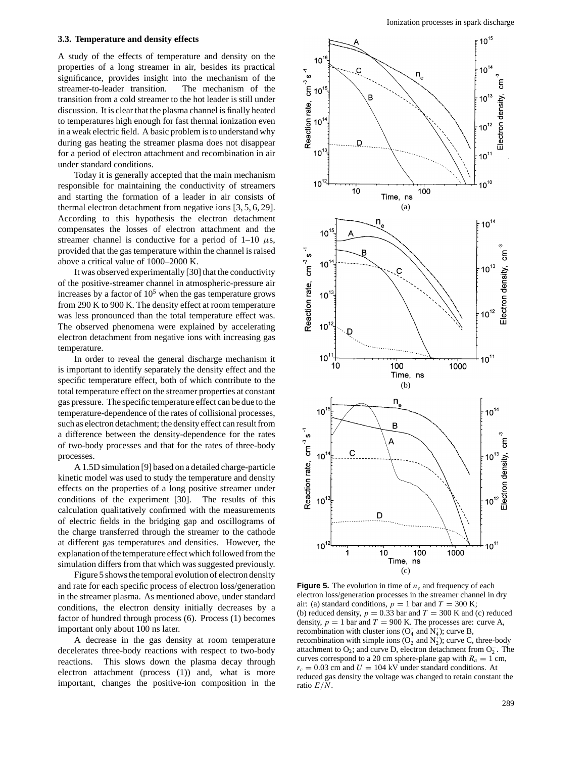### 3.3. Temperature and density effects

A study of the effects of temperature and density on the properties of a long streamer in air, besides its practical significance, provides insight into the mechanism of the streamer-to-leader transition. The mechanism of the transition from a cold streamer to the hot leader is still under discussion. It is clear that the plasma channel is finally heated to temperatures high enough for fast thermal ionization even in a weak electric field. A basic problem is to understand why during gas heating the streamer plasma does not disappear for a period of electron attachment and recombination in air under standard conditions.

Today it is generally accepted that the main mechanism responsible for maintaining the conductivity of streamers and starting the formation of a leader in air consists of thermal electron detachment from negative ions [3, 5, 6, 29]. According to this hypothesis the electron detachment compensates the losses of electron attachment and the streamer channel is conductive for a period of 1–10 $\mu$s, provided that the gas temperature within the channel is raised above a critical value of 1000–2000 K.

It was observed experimentally [30] that the conductivity of the positive-streamer channel in atmospheric-pressure air increases by a factor of $10^5$ when the gas temperature grows from 290 K to 900 K. The density effect at room temperature was less pronounced than the total temperature effect was. The observed phenomena were explained by accelerating electron detachment from negative ions with increasing gas temperature.

In order to reveal the general discharge mechanism it is important to identify separately the density effect and the specific temperature effect, both of which contribute to the total temperature effect on the streamer properties at constant gas pressure. The specific temperature effect can be due to the temperature-dependence of the rates of collisional processes, such as electron detachment; the density effect can result from a difference between the density-dependence for the rates of two-body processes and that for the rates of three-body processes.

A 1.5D simulation [9] based on a detailed charge-particle kinetic model was used to study the temperature and density effects on the properties of a long positive streamer under conditions of the experiment [30]. The results of this calculation qualitatively confirmed with the measurements of electric fields in the bridging gap and oscillograms of the charge transferred through the streamer to the cathode at different gas temperatures and densities. However, the explanation of the temperature effect which followed from the simulation differs from that which was suggested previously.

Figure 5 shows the temporal evolution of electron density and rate for each specific process of electron loss/generation in the streamer plasma. As mentioned above, under standard conditions, the electron density initially decreases by a factor of hundred through process (6). Process (1) becomes important only about 100 ns later.

A decrease in the gas density at room temperature decelerates three-body reactions with respect to two-body reactions. This slows down the plasma decay through electron attachment (process (1)) and, what is more important, changes the positive-ion composition in the

**Figure 5.** The evolution in time of $n_e$ and frequency of each electron loss/generation processes in the streamer channel in dry air: (a) standard conditions, $p = 1$ bar and $T = 300$ K; (b) reduced density, $p = 0.33$ bar and $T = 300$ K and (c) reduced density, $p = 1$ bar and $T = 900$ K. The processes are: curve A, recombination with cluster ions ($O_4^+$ and $N_4^+$); curve B, recombination with simple ions ($O_2^+$ and $N_2^+$); curve C, three-body attachment to $O_2$; and curve D, electron detachment from $O_2^-$. The curves correspond to a 20 cm sphere-plane gap with $R_a = 1$ cm, $r_c = 0.03$ cm and $U = 104$ kV under standard conditions. At reduced gas density the voltage was changed to retain constant the ratio $E/N$.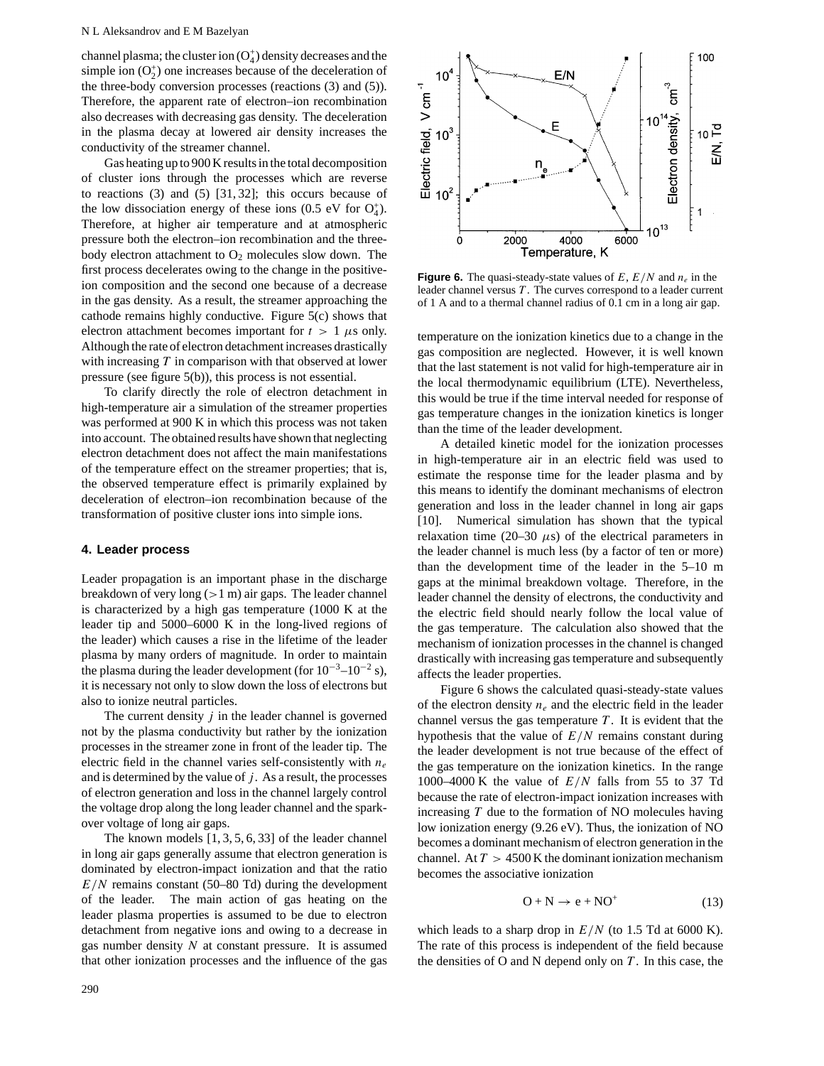channel plasma; the cluster ion ($O_4^+$) density decreases and the simple ion ($O_2^+$) one increases because of the deceleration of the three-body conversion processes (reactions (3) and (5)). Therefore, the apparent rate of electron–ion recombination also decreases with decreasing gas density. The deceleration in the plasma decay at lowered air density increases the conductivity of the streamer channel.

Gas heating up to 900 K results in the total decomposition of cluster ions through the processes which are reverse to reactions (3) and (5) [31, 32]; this occurs because of the low dissociation energy of these ions (0.5 eV for $O_4^+$). Therefore, at higher air temperature and at atmospheric pressure both the electron–ion recombination and the three-body electron attachment to $O_2$ molecules slow down. The first process decelerates owing to the change in the positive-ion composition and the second one because of a decrease in the gas density. As a result, the streamer approaching the cathode remains highly conductive. Figure 5(c) shows that electron attachment becomes important for $t > 1$ $\mu$s only. Although the rate of electron detachment increases drastically with increasing $T$ in comparison with that observed at lower pressure (see figure 5(b)), this process is not essential.

To clarify directly the role of electron detachment in high-temperature air a simulation of the streamer properties was performed at 900 K in which this process was not taken into account. The obtained results have shown that neglecting electron detachment does not affect the main manifestations of the temperature effect on the streamer properties; that is, the observed temperature effect is primarily explained by deceleration of electron–ion recombination because of the transformation of positive cluster ions into simple ions.

## 4. Leader process

Leader propagation is an important phase in the discharge breakdown of very long (>1 m) air gaps. The leader channel is characterized by a high gas temperature (1000 K at the leader tip and 5000–6000 K in the long-lived regions of the leader) which causes a rise in the lifetime of the leader plasma by many orders of magnitude. In order to maintain the plasma during the leader development (for $10^{-3}$–$10^{-2}$ s), it is necessary not only to slow down the loss of electrons but also to ionize neutral particles.

The current density $j$ in the leader channel is governed not by the plasma conductivity but rather by the ionization processes in the streamer zone in front of the leader tip. The electric field in the channel varies self-consistently with $n_e$ and is determined by the value of $j$. As a result, the processes of electron generation and loss in the channel largely control the voltage drop along the long leader channel and the spark-over voltage of long air gaps.

The known models [1, 3, 5, 6, 33] of the leader channel in long air gaps generally assume that electron generation is dominated by electron-impact ionization and that the ratio $E/N$ remains constant (50–80 Td) during the development of the leader. The main action of gas heating on the leader plasma properties is assumed to be due to electron detachment from negative ions and owing to a decrease in gas number density $N$ at constant pressure. It is assumed that other ionization processes and the influence of the gas temperature on the ionization kinetics due to a change in the gas composition are neglected. However, it is well known that the last statement is not valid for high-temperature air in the local thermodynamic equilibrium (LTE). Nevertheless, this would be true if the time interval needed for response of gas temperature changes in the ionization kinetics is longer than the time of the leader development.

**Figure 6.** The quasi-steady-state values of $E$, $E/N$ and $n_e$ in the leader channel versus $T$. The curves correspond to a leader current of 1 A and to a thermal channel radius of 0.1 cm in a long air gap.

A detailed kinetic model for the ionization processes in high-temperature air in an electric field was used to estimate the response time for the leader plasma and by this means to identify the dominant mechanisms of electron generation and loss in the leader channel in long air gaps [10]. Numerical simulation has shown that the typical relaxation time (20–30 $\mu$s) of the electrical parameters in the leader channel is much less (by a factor of ten or more) than the development time of the leader in the 5–10 m gaps at the minimal breakdown voltage. Therefore, in the leader channel the density of electrons, the conductivity and the electric field should nearly follow the local value of the gas temperature. The calculation also showed that the mechanism of ionization processes in the channel is changed drastically with increasing gas temperature and subsequently affects the leader properties.

Figure 6 shows the calculated quasi-steady-state values of the electron density $n_e$ and the electric field in the leader channel versus the gas temperature $T$. It is evident that the hypothesis that the value of $E/N$ remains constant during the leader development is not true because of the effect of the gas temperature on the ionization kinetics. In the range 1000–4000 K the value of $E/N$ falls from 55 to 37 Td because the rate of electron-impact ionization increases with increasing $T$ due to the formation of NO molecules having low ionization energy (9.26 eV). Thus, the ionization of NO becomes a dominant mechanism of electron generation in the channel. At $T > 4500$ K the dominant ionization mechanism becomes the associative ionization

$$O + N \rightarrow e + NO^+ \tag{13}$$

which leads to a sharp drop in $E/N$ (to 1.5 Td at 6000 K). The rate of this process is independent of the field because the densities of O and N depend only on $T$. In this case, the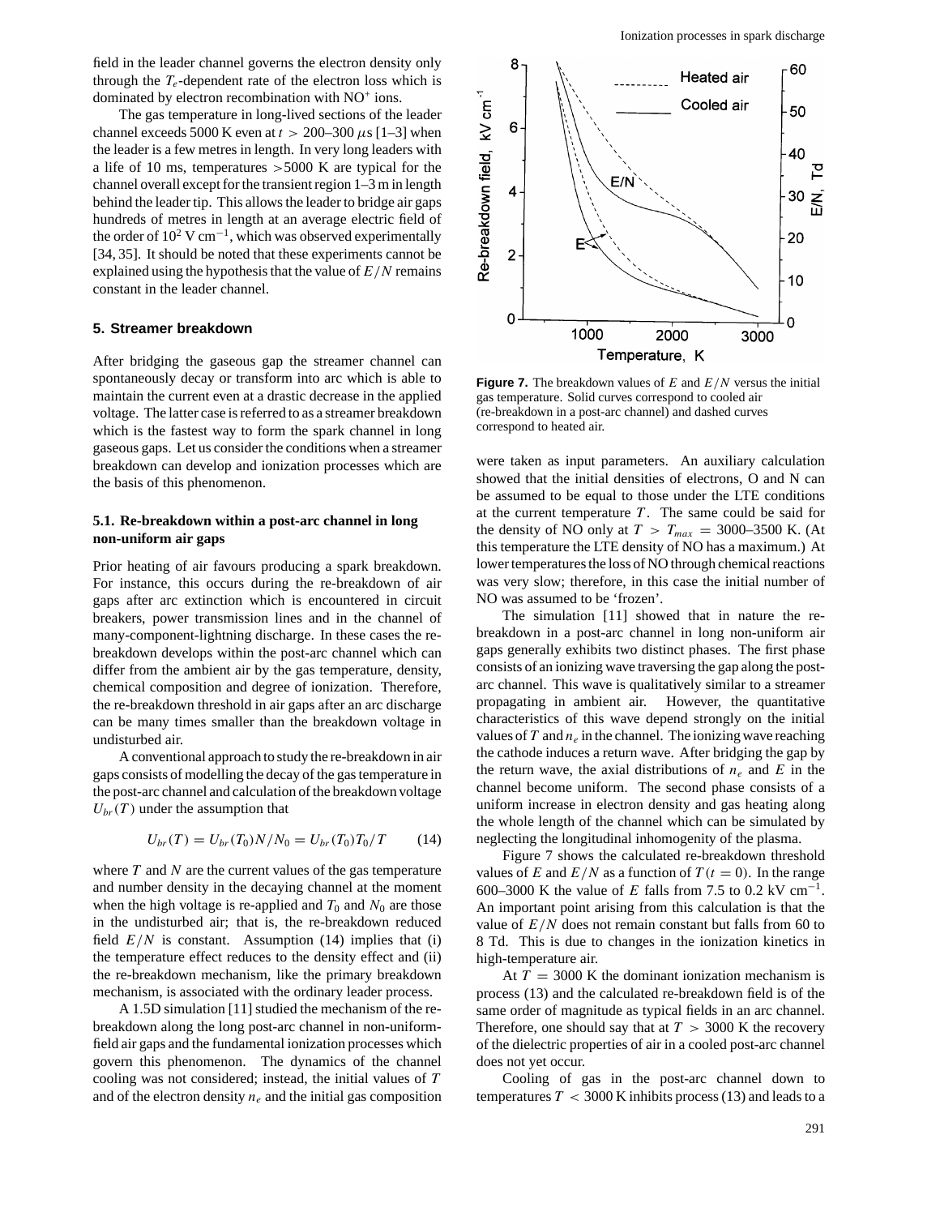field in the leader channel governs the electron density only through the $T_e$-dependent rate of the electron loss which is dominated by electron recombination with $NO^+$ ions.

The gas temperature in long-lived sections of the leader channel exceeds 5000 K even at $t > 200$–$300\ \mu$s [1–3] when the leader is a few metres in length. In very long leaders with a life of 10 ms, temperatures $>5000$ K are typical for the channel overall except for the transient region 1–3 m in length behind the leader tip. This allows the leader to bridge air gaps hundreds of metres in length at an average electric field of the order of $10^2$ V cm$^{-1}$, which was observed experimentally [34, 35]. It should be noted that these experiments cannot be explained using the hypothesis that the value of $E/N$ remains constant in the leader channel.

## 5. Streamer breakdown

After bridging the gaseous gap the streamer channel can spontaneously decay or transform into arc which is able to maintain the current even at a drastic decrease in the applied voltage. The latter case is referred to as a streamer breakdown which is the fastest way to form the spark channel in long gaseous gaps. Let us consider the conditions when a streamer breakdown can develop and ionization processes which are the basis of this phenomenon.

### 5.1. Re-breakdown within a post-arc channel in long non-uniform air gaps

Prior heating of air favours producing a spark breakdown. For instance, this occurs during the re-breakdown of air gaps after arc extinction which is encountered in circuit breakers, power transmission lines and in the channel of many-component-lightning discharge. In these cases the re-breakdown develops within the post-arc channel which can differ from the ambient air by the gas temperature, density, chemical composition and degree of ionization. Therefore, the re-breakdown threshold in air gaps after an arc discharge can be many times smaller than the breakdown voltage in undisturbed air.

A conventional approach to study the re-breakdown in air gaps consists of modelling the decay of the gas temperature in the post-arc channel and calculation of the breakdown voltage $U_{br}(T)$ under the assumption that

$$U_{br}(T) = U_{br}(T_0)N/N_0 = U_{br}(T_0)T_0/T \qquad (14)$$

where $T$ and $N$ are the current values of the gas temperature and number density in the decaying channel at the moment when the high voltage is re-applied and $T_0$ and $N_0$ are those in the undisturbed air; that is, the re-breakdown reduced field $E/N$ is constant. Assumption (14) implies that (i) the temperature effect reduces to the density effect and (ii) the re-breakdown mechanism, like the primary breakdown mechanism, is associated with the ordinary leader process.

A 1.5D simulation [11] studied the mechanism of the re-breakdown along the long post-arc channel in non-uniform-field air gaps and the fundamental ionization processes which govern this phenomenon. The dynamics of the channel cooling was not considered; instead, the initial values of $T$ and of the electron density $n_e$ and the initial gas composition were taken as input parameters. An auxiliary calculation showed that the initial densities of electrons, O and N can be assumed to be equal to those under the LTE conditions at the current temperature $T$. The same could be said for the density of NO only at $T > T_{max} = 3000$–$3500$ K. (At this temperature the LTE density of NO has a maximum.) At lower temperatures the loss of NO through chemical reactions was very slow; therefore, in this case the initial number of NO was assumed to be 'frozen'.

Figure 7. The breakdown values of $E$ and $E/N$ versus the initial gas temperature. Solid curves correspond to cooled air (re-breakdown in a post-arc channel) and dashed curves correspond to heated air.

The simulation [11] showed that in nature the re-breakdown in a post-arc channel in long non-uniform air gaps generally exhibits two distinct phases. The first phase consists of an ionizing wave traversing the gap along the post-arc channel. This wave is qualitatively similar to a streamer propagating in ambient air. However, the quantitative characteristics of this wave depend strongly on the initial values of $T$ and $n_e$ in the channel. The ionizing wave reaching the cathode induces a return wave. After bridging the gap by the return wave, the axial distributions of $n_e$ and $E$ in the channel become uniform. The second phase consists of a uniform increase in electron density and gas heating along the whole length of the channel which can be simulated by neglecting the longitudinal inhomogenity of the plasma.

Figure 7 shows the calculated re-breakdown threshold values of $E$ and $E/N$ as a function of $T(t = 0)$. In the range 600–3000 K the value of $E$ falls from 7.5 to 0.2 kV cm$^{-1}$. An important point arising from this calculation is that the value of $E/N$ does not remain constant but falls from 60 to 8 Td. This is due to changes in the ionization kinetics in high-temperature air.

At $T = 3000$ K the dominant ionization mechanism is process (13) and the calculated re-breakdown field is of the same order of magnitude as typical fields in an arc channel. Therefore, one should say that at $T > 3000$ K the recovery of the dielectric properties of air in a cooled post-arc channel does not yet occur.

Cooling of gas in the post-arc channel down to temperatures $T < 3000$ K inhibits process (13) and leads to a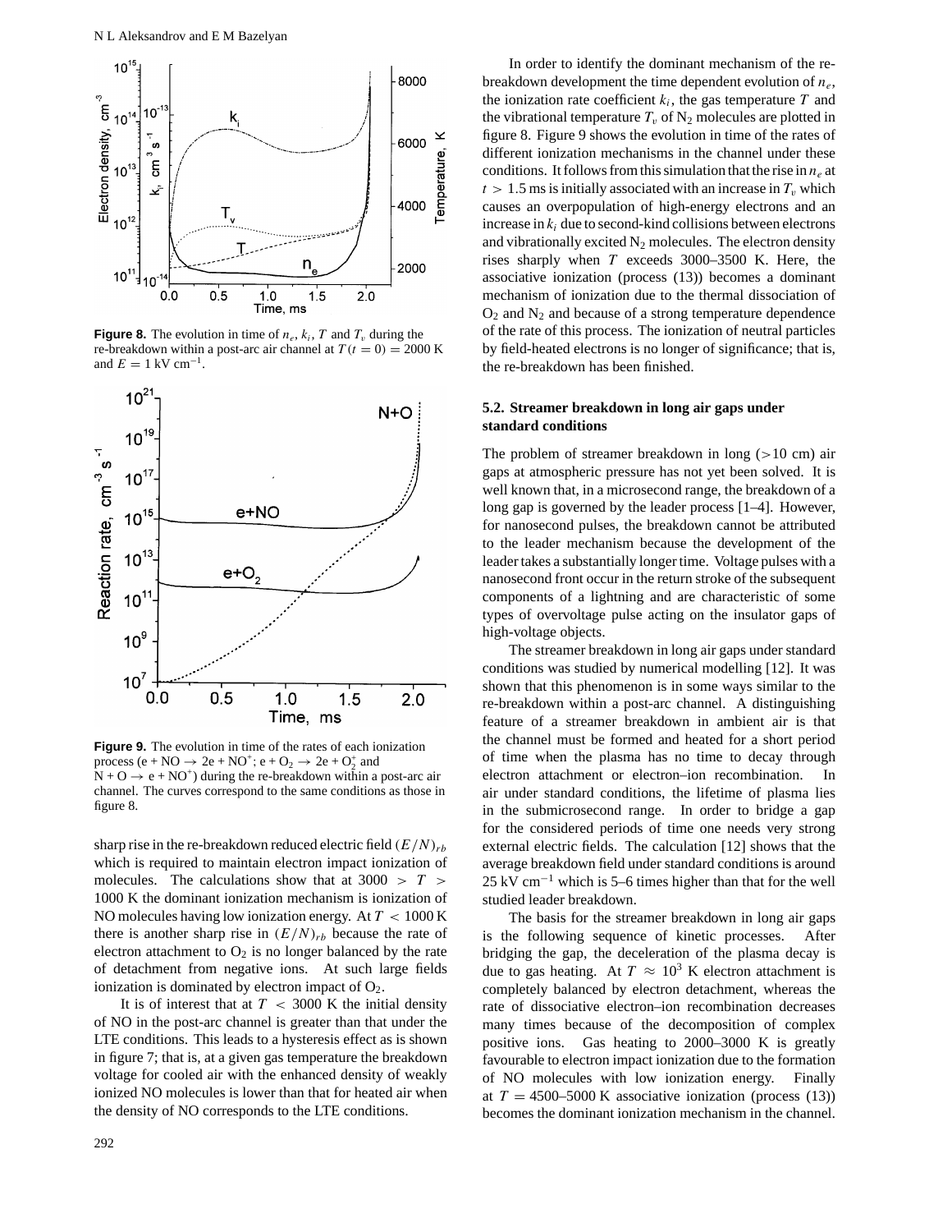**Figure 8.** The evolution in time of $n_e$, $k_i$, $T$ and $T_v$ during the re-breakdown within a post-arc air channel at $T(t = 0) = 2000$ K and $E = 1$ kV cm$^{-1}$.

**Figure 9.** The evolution in time of the rates of each ionization process (e + NO → 2e + NO$^+$; e + $O_2$ → 2e + $O_2^+$ and N + O → e + NO$^+$) during the re-breakdown within a post-arc air channel. The curves correspond to the same conditions as those in figure 8.

sharp rise in the re-breakdown reduced electric field $(E/N)_{rb}$ which is required to maintain electron impact ionization of molecules. The calculations show that at $3000 > T > 1000$ K the dominant ionization mechanism is ionization of NO molecules having low ionization energy. At $T < 1000$ K there is another sharp rise in $(E/N)_{rb}$ because the rate of electron attachment to $O_2$ is no longer balanced by the rate of detachment from negative ions. At such large fields ionization is dominated by electron impact of $O_2$.

It is of interest that at $T < 3000$ K the initial density of NO in the post-arc channel is greater than that under the LTE conditions. This leads to a hysteresis effect as is shown in figure 7; that is, at a given gas temperature the breakdown voltage for cooled air with the enhanced density of weakly ionized NO molecules is lower than that for heated air when the density of NO corresponds to the LTE conditions.

In order to identify the dominant mechanism of the re-breakdown development the time dependent evolution of $n_e$, the ionization rate coefficient $k_i$, the gas temperature $T$ and the vibrational temperature $T_v$ of $N_2$ molecules are plotted in figure 8. Figure 9 shows the evolution in time of the rates of different ionization mechanisms in the channel under these conditions. It follows from this simulation that the rise in $n_e$ at $t > 1.5$ ms is initially associated with an increase in $T_v$ which causes an overpopulation of high-energy electrons and an increase in $k_i$ due to second-kind collisions between electrons and vibrationally excited $N_2$ molecules. The electron density rises sharply when $T$ exceeds 3000–3500 K. Here, the associative ionization (process (13)) becomes a dominant mechanism of ionization due to the thermal dissociation of $O_2$ and $N_2$ and because of a strong temperature dependence of the rate of this process. The ionization of neutral particles by field-heated electrons is no longer of significance; that is, the re-breakdown has been finished.

### 5.2. Streamer breakdown in long air gaps under standard conditions

The problem of streamer breakdown in long (>10 cm) air gaps at atmospheric pressure has not yet been solved. It is well known that, in a microsecond range, the breakdown of a long gap is governed by the leader process [1–4]. However, for nanosecond pulses, the breakdown cannot be attributed to the leader mechanism because the development of the leader takes a substantially longer time. Voltage pulses with a nanosecond front occur in the return stroke of the subsequent components of a lightning and are characteristic of some types of overvoltage pulse acting on the insulator gaps of high-voltage objects.

The streamer breakdown in long air gaps under standard conditions was studied by numerical modelling [12]. It was shown that this phenomenon is in some ways similar to the re-breakdown within a post-arc channel. A distinguishing feature of a streamer breakdown in ambient air is that the channel must be formed and heated for a short period of time when the plasma has no time to decay through electron attachment or electron–ion recombination. In air under standard conditions, the lifetime of plasma lies in the submicrosecond range. In order to bridge a gap for the considered periods of time one needs very strong external electric fields. The calculation [12] shows that the average breakdown field under standard conditions is around 25 kV cm$^{-1}$ which is 5–6 times higher than that for the well studied leader breakdown.

The basis for the streamer breakdown in long air gaps is the following sequence of kinetic processes. After bridging the gap, the deceleration of the plasma decay is due to gas heating. At $T \approx 10^3$ K electron attachment is completely balanced by electron detachment, whereas the rate of dissociative electron–ion recombination decreases many times because of the decomposition of complex positive ions. Gas heating to 2000–3000 K is greatly favourable to electron impact ionization due to the formation of NO molecules with low ionization energy. Finally at $T = 4500$–$5000$ K associative ionization (process (13)) becomes the dominant ionization mechanism in the channel.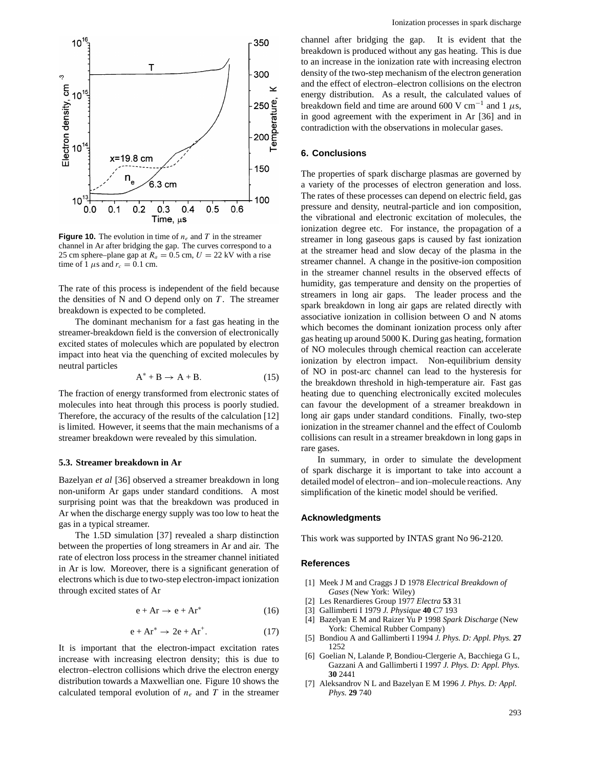**Figure 10.** The evolution in time of $n_e$ and $T$ in the streamer channel in Ar after bridging the gap. The curves correspond to a 25 cm sphere–plane gap at $R_a = 0.5$ cm, $U = 22$ kV with a rise time of 1 $\mu$s and $r_c = 0.1$ cm.

The rate of this process is independent of the field because the densities of N and O depend only on $T$. The streamer breakdown is expected to be completed.

The dominant mechanism for a fast gas heating in the streamer-breakdown field is the conversion of electronically excited states of molecules which are populated by electron impact into heat via the quenching of excited molecules by neutral particles

$$A^* + B \rightarrow A + B. \quad (15)$$

The fraction of energy transformed from electronic states of molecules into heat through this process is poorly studied. Therefore, the accuracy of the results of the calculation [12] is limited. However, it seems that the main mechanisms of a streamer breakdown were revealed by this simulation.

### 5.3. Streamer breakdown in Ar

Bazelyan *et al* [36] observed a streamer breakdown in long non-uniform Ar gaps under standard conditions. A most surprising point was that the breakdown was produced in Ar when the discharge energy supply was too low to heat the gas in a typical streamer.

The 1.5D simulation [37] revealed a sharp distinction between the properties of long streamers in Ar and air. The rate of electron loss process in the streamer channel initiated in Ar is low. Moreover, there is a significant generation of electrons which is due to two-step electron-impact ionization through excited states of Ar

$$e + Ar \rightarrow e + Ar^* \quad (16)$$

$$e + Ar^* \rightarrow 2e + Ar^+. \quad (17)$$

It is important that the electron-impact excitation rates increase with increasing electron density; this is due to electron–electron collisions which drive the electron energy distribution towards a Maxwellian one. Figure 10 shows the calculated temporal evolution of $n_e$ and $T$ in the streamer channel after bridging the gap. It is evident that the breakdown is produced without any gas heating. This is due to an increase in the ionization rate with increasing electron density of the two-step mechanism of the electron generation and the effect of electron–electron collisions on the electron energy distribution. As a result, the calculated values of breakdown field and time are around 600 V cm$^{-1}$ and 1 $\mu$s, in good agreement with the experiment in Ar [36] and in contradiction with the observations in molecular gases.

## 6. Conclusions

The properties of spark discharge plasmas are governed by a variety of the processes of electron generation and loss. The rates of these processes can depend on electric field, gas pressure and density, neutral-particle and ion composition, the vibrational and electronic excitation of molecules, the ionization degree etc. For instance, the propagation of a streamer in long gaseous gaps is caused by fast ionization at the streamer head and slow decay of the plasma in the streamer channel. A change in the positive-ion composition in the streamer channel results in the observed effects of humidity, gas temperature and density on the properties of streamers in long air gaps. The leader process and the spark breakdown in long air gaps are related directly with associative ionization in collision between O and N atoms which becomes the dominant ionization process only after gas heating up around 5000 K. During gas heating, formation of NO molecules through chemical reaction can accelerate ionization by electron impact. Non-equilibrium density of NO in post-arc channel can lead to the hysteresis for the breakdown threshold in high-temperature air. Fast gas heating due to quenching electronically excited molecules can favour the development of a streamer breakdown in long air gaps under standard conditions. Finally, two-step ionization in the streamer channel and the effect of Coulomb collisions can result in a streamer breakdown in long gaps in rare gases.

In summary, in order to simulate the development of spark discharge it is important to take into account a detailed model of electron– and ion–molecule reactions. Any simplification of the kinetic model should be verified.

## Acknowledgments

This work was supported by INTAS grant No 96-2120.

## References

[1] Meek J M and Craggs J D 1978 *Electrical Breakdown of Gases* (New York: Wiley)
[2] Les Renardieres Group 1977 *Electra* **53** 31
[3] Gallimberti I 1979 *J. Physique* **40** C7 193
[4] Bazelyan E M and Raizer Yu P 1998 *Spark Discharge* (New York: Chemical Rubber Company)
[5] Bondiou A and Gallimberti I 1994 *J. Phys. D: Appl. Phys.* **27** 1252
[6] Goelian N, Lalande P, Bondiou-Clergerie A, Bacchiega G L, Gazzani A and Gallimberti I 1997 *J. Phys. D: Appl. Phys.* **30** 2441
[7] Aleksandrov N L and Bazelyan E M 1996 *J. Phys. D: Appl. Phys.* **29** 740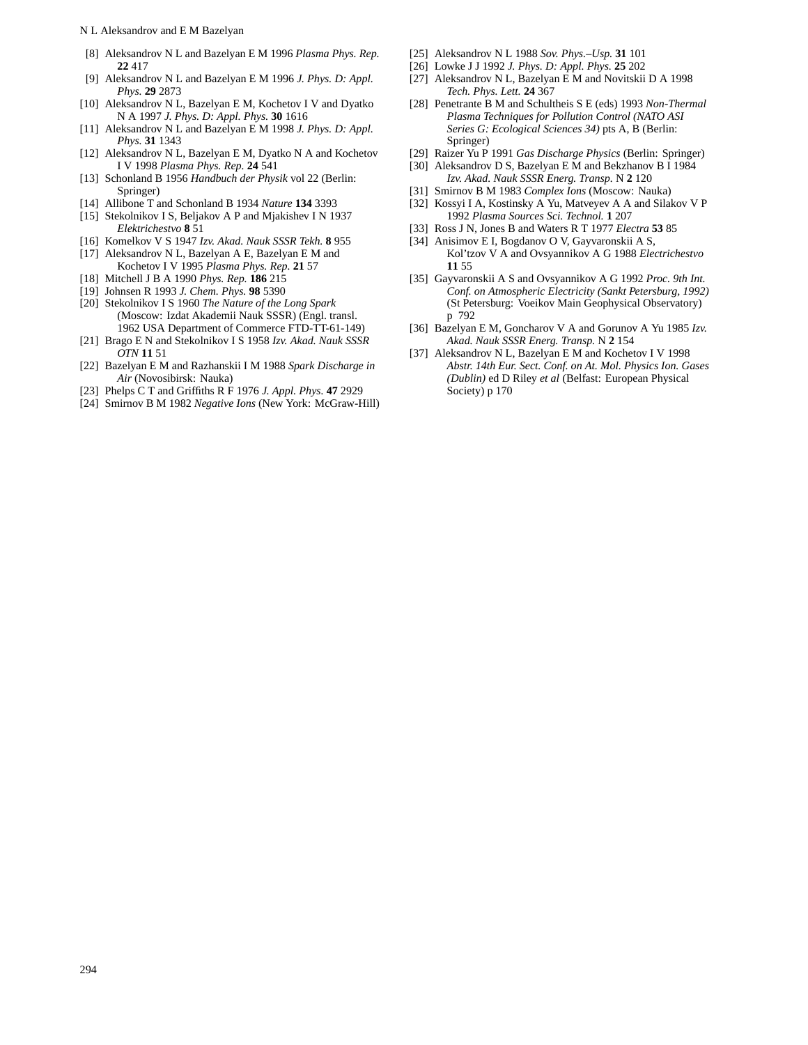[8] Aleksandrov N L and Bazelyan E M 1996 *Plasma Phys. Rep.* **22** 417

[9] Aleksandrov N L and Bazelyan E M 1996 *J. Phys. D: Appl. Phys.* **29** 2873

[10] Aleksandrov N L, Bazelyan E M, Kochetov I V and Dyatko N A 1997 *J. Phys. D: Appl. Phys.* **30** 1616

[11] Aleksandrov N L and Bazelyan E M 1998 *J. Phys. D: Appl. Phys.* **31** 1343

[12] Aleksandrov N L, Bazelyan E M, Dyatko N A and Kochetov I V 1998 *Plasma Phys. Rep.* **24** 541

[13] Schonland B 1956 *Handbuch der Physik* vol 22 (Berlin: Springer)

[14] Allibone T and Schonland B 1934 *Nature* **134** 3393

[15] Stekolnikov I S, Beljakov A P and Mjakishev I N 1937 *Elektrichestvo* **8** 51

[16] Komelkov V S 1947 *Izv. Akad. Nauk SSSR Tekh.* **8** 955

[17] Aleksandrov N L, Bazelyan A E, Bazelyan E M and Kochetov I V 1995 *Plasma Phys. Rep.* **21** 57

[18] Mitchell J B A 1990 *Phys. Rep.* **186** 215

[19] Johnsen R 1993 *J. Chem. Phys.* **98** 5390

[20] Stekolnikov I S 1960 *The Nature of the Long Spark* (Moscow: Izdat Akademii Nauk SSSR) (Engl. transl. 1962 USA Department of Commerce FTD-TT-61-149)

[21] Brago E N and Stekolnikov I S 1958 *Izv. Akad. Nauk SSSR OTN* **11** 51

[22] Bazelyan E M and Razhanskii I M 1988 *Spark Discharge in Air* (Novosibirsk: Nauka)

[23] Phelps C T and Griffiths R F 1976 *J. Appl. Phys.* **47** 2929

[24] Smirnov B M 1982 *Negative Ions* (New York: McGraw-Hill)

[25] Aleksandrov N L 1988 *Sov. Phys.–Usp.* **31** 101

[26] Lowke J J 1992 *J. Phys. D: Appl. Phys.* **25** 202

[27] Aleksandrov N L, Bazelyan E M and Novitskii D A 1998 *Tech. Phys. Lett.* **24** 367

[28] Penetrante B M and Schultheis S E (eds) 1993 *Non-Thermal Plasma Techniques for Pollution Control (NATO ASI Series G: Ecological Sciences 34)* pts A, B (Berlin: Springer)

[29] Raizer Yu P 1991 *Gas Discharge Physics* (Berlin: Springer)

[30] Aleksandrov D S, Bazelyan E M and Bekzhanov B I 1984 *Izv. Akad. Nauk SSSR Energ. Transp.* N **2** 120

[31] Smirnov B M 1983 *Complex Ions* (Moscow: Nauka)

[32] Kossyi I A, Kostinsky A Yu, Matveyev A A and Silakov V P 1992 *Plasma Sources Sci. Technol.* **1** 207

[33] Ross J N, Jones B and Waters R T 1977 *Electra* **53** 85

[34] Anisimov E I, Bogdanov O V, Gayvaronskii A S, Kol'tzov V A and Ovsyannikov A G 1988 *Electrichestvo* **11** 55

[35] Gayvaronskii A S and Ovsyannikov A G 1992 *Proc. 9th Int. Conf. on Atmospheric Electricity (Sankt Petersburg, 1992)* (St Petersburg: Voeikov Main Geophysical Observatory) p 792

[36] Bazelyan E M, Goncharov V A and Gorunov A Yu 1985 *Izv. Akad. Nauk SSSR Energ. Transp.* N **2** 154

[37] Aleksandrov N L, Bazelyan E M and Kochetov I V 1998 *Abstr. 14th Eur. Sect. Conf. on At. Mol. Physics Ion. Gases (Dublin)* ed D Riley *et al* (Belfast: European Physical Society) p 170